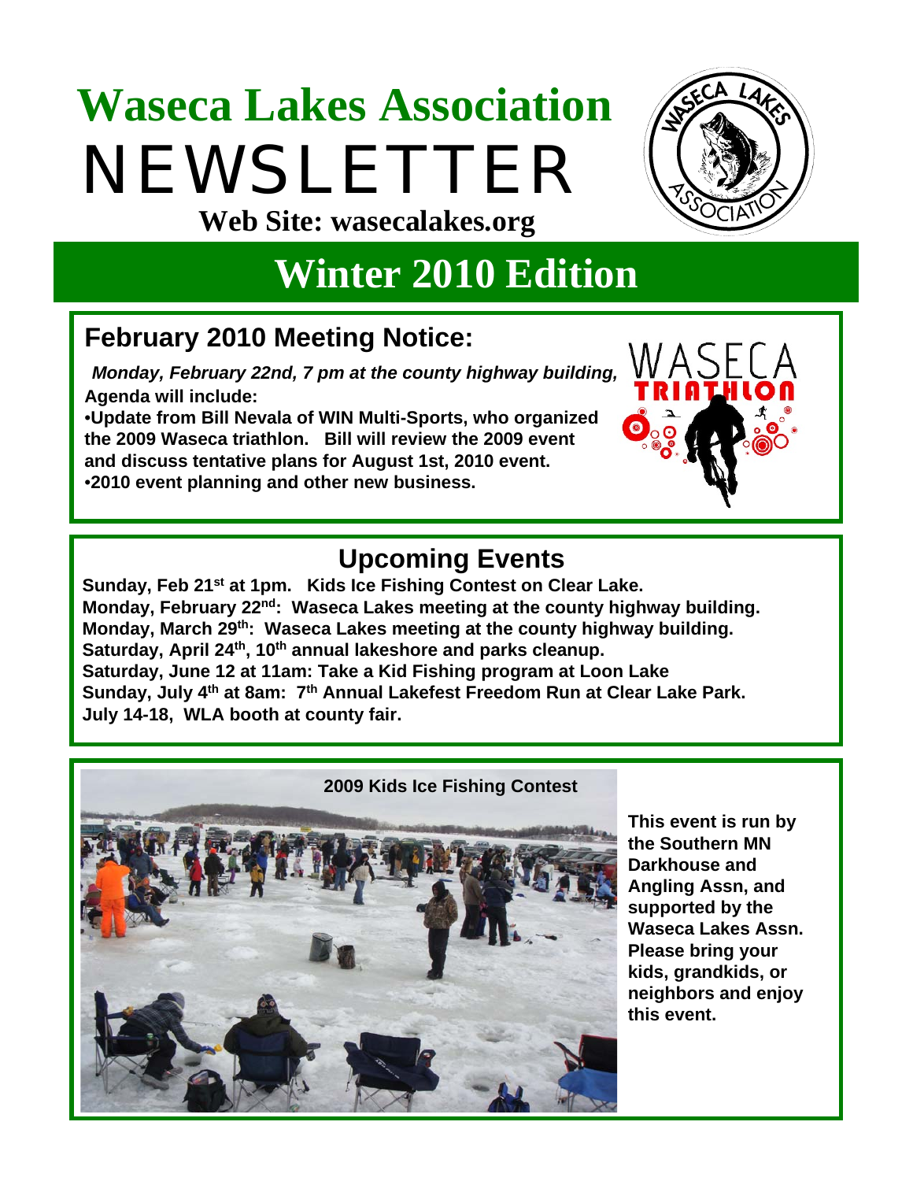# Waseca Lakes Association

# NEWSLETTER

**Web Site: wasecalakes.org**

## Winter 2010 Edition

### February 2010 Meeting Notice:

***Monday, February 22nd, 7 pm at the county highway building,***

**Agenda will include:**

- **Update from Bill Nevala of WIN Multi-Sports, who organized the 2009 Waseca triathlon. Bill will review the 2009 event and discuss tentative plans for August 1st, 2010 event.**
- **2010 event planning and other new business.**

### Upcoming Events

**Sunday, Feb 21st at 1pm. Kids Ice Fishing Contest on Clear Lake.**
**Monday, February 22nd: Waseca Lakes meeting at the county highway building.**
**Monday, March 29th: Waseca Lakes meeting at the county highway building.**
**Saturday, April 24th, 10th annual lakeshore and parks cleanup.**
**Saturday, June 12 at 11am: Take a Kid Fishing program at Loon Lake**
**Sunday, July 4th at 8am: 7th Annual Lakefest Freedom Run at Clear Lake Park.**
**July 14-18, WLA booth at county fair.**

**2009 Kids Ice Fishing Contest**

**This event is run by the Southern MN Darkhouse and Angling Assn, and supported by the Waseca Lakes Assn. Please bring your kids, grandkids, or neighbors and enjoy this event.**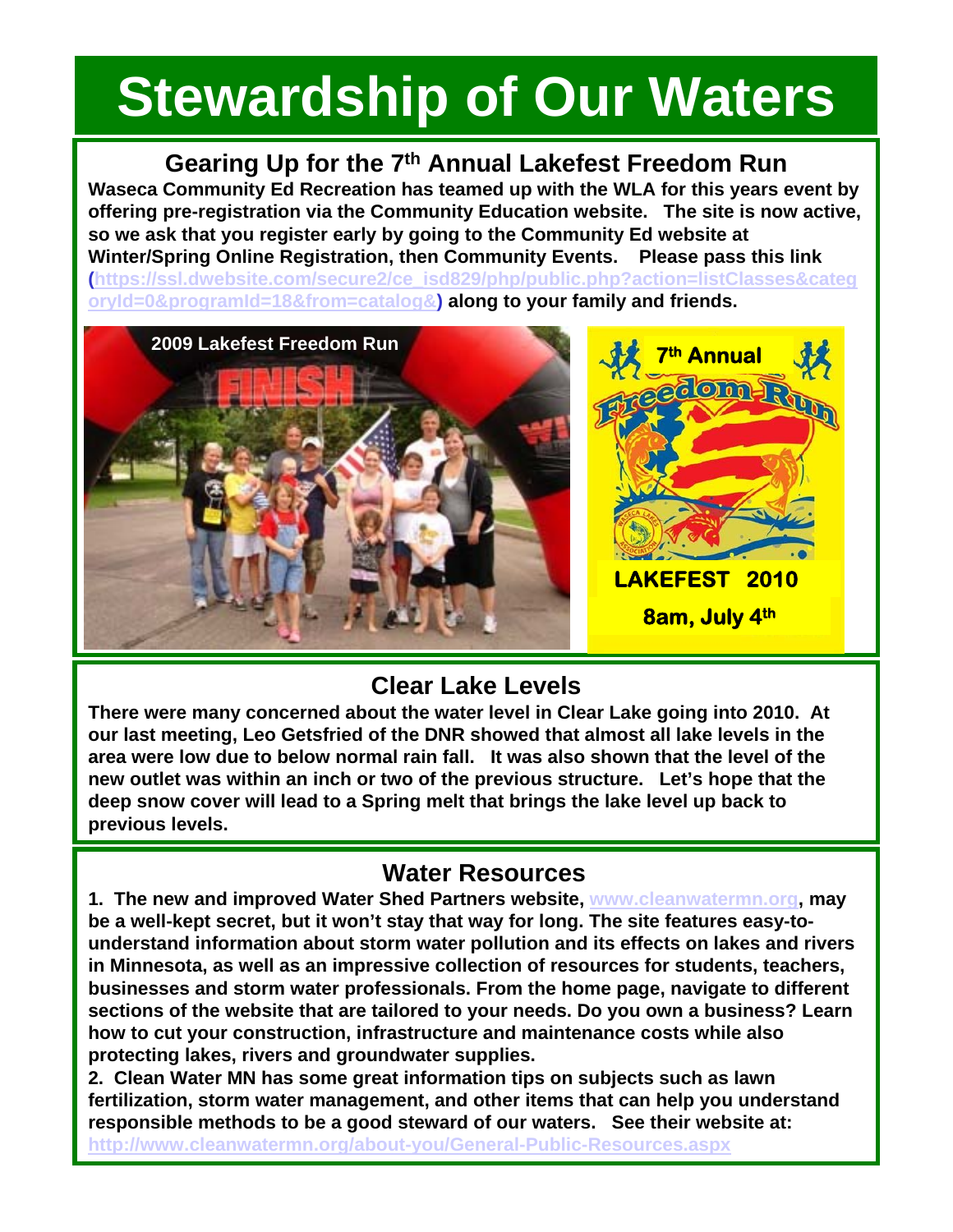# Stewardship of Our Waters

## Gearing Up for the 7th Annual Lakefest Freedom Run

**Waseca Community Ed Recreation has teamed up with the WLA for this years event by offering pre-registration via the Community Education website. The site is now active, so we ask that you register early by going to the Community Ed website at Winter/Spring Online Registration, then Community Events. Please pass this link (https://ssl.dwebsite.com/secure2/ce_isd829/php/public.php?action=listClasses&categoryId=0&programId=18&from=catalog&) along to your family and friends.**

**2009 Lakefest Freedom Run**

7th Annual

Freedom Run

LAKEFEST 2010

8am, July 4th

## Clear Lake Levels

**There were many concerned about the water level in Clear Lake going into 2010. At our last meeting, Leo Getsfried of the DNR showed that almost all lake levels in the area were low due to below normal rain fall. It was also shown that the level of the new outlet was within an inch or two of the previous structure. Let's hope that the deep snow cover will lead to a Spring melt that brings the lake level up back to previous levels.**

## Water Resources

**1. The new and improved Water Shed Partners website, www.cleanwatermn.org, may be a well-kept secret, but it won't stay that way for long. The site features easy-to-understand information about storm water pollution and its effects on lakes and rivers in Minnesota, as well as an impressive collection of resources for students, teachers, businesses and storm water professionals. From the home page, navigate to different sections of the website that are tailored to your needs. Do you own a business? Learn how to cut your construction, infrastructure and maintenance costs while also protecting lakes, rivers and groundwater supplies.**

**2. Clean Water MN has some great information tips on subjects such as lawn fertilization, storm water management, and other items that can help you understand responsible methods to be a good steward of our waters. See their website at: http://www.cleanwatermn.org/about-you/General-Public-Resources.aspx**